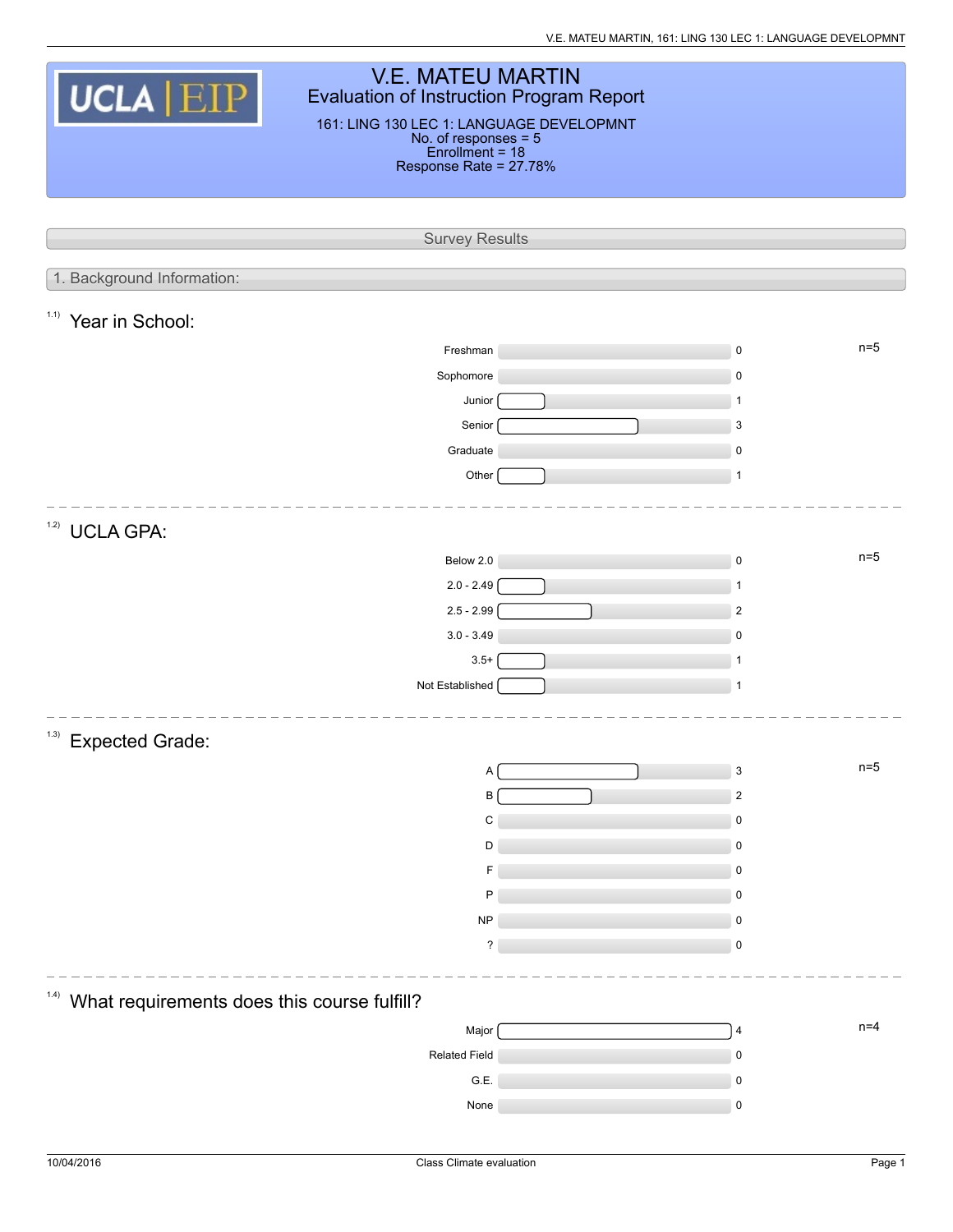# V.E. MATEU MARTIN

## Evaluation of Instruction Program Report

161: LING 130 LEC 1: LANGUAGE DEVELOPMNT
No. of responses = 5
Enrollment = 18
Response Rate = 27.78%

## Survey Results

### 1. Background Information:

#### 1.1) Year in School:

n=5

Freshman 0
Sophomore 0
Junior 1
Senior 3
Graduate 0
Other 1

#### 1.2) UCLA GPA:

n=5

Below 2.0 0
2.0 - 2.49 1
2.5 - 2.99 2
3.0 - 3.49 0
3.5+ 1
Not Established 1

#### 1.3) Expected Grade:

n=5

A 3
B 2
C 0
D 0
F 0
P 0
NP 0
? 0

#### 1.4) What requirements does this course fulfill?

n=4

Major 4
Related Field 0
G.E. 0
None 0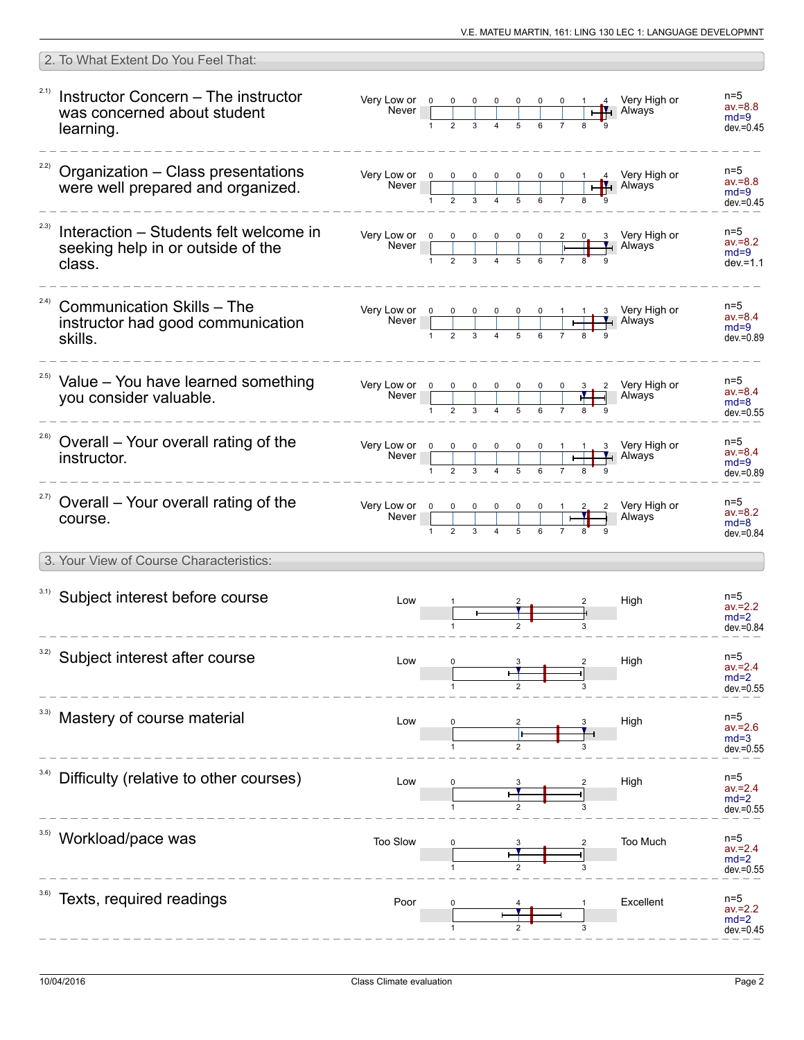## 2. To What Extent Do You Feel That:

| Item | Left label | 1 | 2 | 3 | 4 | 5 | 6 | 7 | 8 | 9 | Right label | Statistics |
|---|---|---|---|---|---|---|---|---|---|---|---|---|
| 2.1) Instructor Concern – The instructor was concerned about student learning. | Very Low or Never | 0 | 0 | 0 | 0 | 0 | 0 | 0 | 1 | 4 | Very High or Always | n=5, av.=8.8, md=9, dev.=0.45 |
| 2.2) Organization – Class presentations were well prepared and organized. | Very Low or Never | 0 | 0 | 0 | 0 | 0 | 0 | 0 | 1 | 4 | Very High or Always | n=5, av.=8.8, md=9, dev.=0.45 |
| 2.3) Interaction – Students felt welcome in seeking help in or outside of the class. | Very Low or Never | 0 | 0 | 0 | 0 | 0 | 0 | 2 | 0 | 3 | Very High or Always | n=5, av.=8.2, md=9, dev.=1.1 |
| 2.4) Communication Skills – The instructor had good communication skills. | Very Low or Never | 0 | 0 | 0 | 0 | 0 | 0 | 1 | 1 | 3 | Very High or Always | n=5, av.=8.4, md=9, dev.=0.89 |
| 2.5) Value – You have learned something you consider valuable. | Very Low or Never | 0 | 0 | 0 | 0 | 0 | 0 | 0 | 3 | 2 | Very High or Always | n=5, av.=8.4, md=8, dev.=0.55 |
| 2.6) Overall – Your overall rating of the instructor. | Very Low or Never | 0 | 0 | 0 | 0 | 0 | 0 | 1 | 1 | 3 | Very High or Always | n=5, av.=8.4, md=9, dev.=0.89 |
| 2.7) Overall – Your overall rating of the course. | Very Low or Never | 0 | 0 | 0 | 0 | 0 | 0 | 1 | 2 | 2 | Very High or Always | n=5, av.=8.2, md=8, dev.=0.84 |

## 3. Your View of Course Characteristics:

| Item | Left label | 1 | 2 | 3 | Right label | Statistics |
|---|---|---|---|---|---|---|
| 3.1) Subject interest before course | Low | 1 | 2 | 2 | High | n=5, av.=2.2, md=2, dev.=0.84 |
| 3.2) Subject interest after course | Low | 0 | 3 | 2 | High | n=5, av.=2.4, md=2, dev.=0.55 |
| 3.3) Mastery of course material | Low | 0 | 2 | 3 | High | n=5, av.=2.6, md=3, dev.=0.55 |
| 3.4) Difficulty (relative to other courses) | Low | 0 | 3 | 2 | High | n=5, av.=2.4, md=2, dev.=0.55 |
| 3.5) Workload/pace was | Too Slow | 0 | 3 | 2 | Too Much | n=5, av.=2.4, md=2, dev.=0.55 |
| 3.6) Texts, required readings | Poor | 0 | 4 | 1 | Excellent | n=5, av.=2.2, md=2, dev.=0.45 |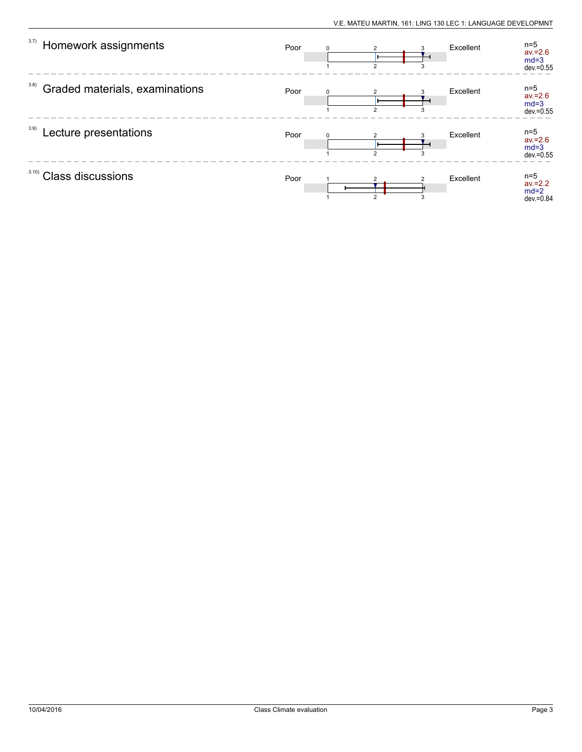3.7) Homework assignments

Poor
0 2 3
1 2 3
Excellent

n=5
av.=2.6
md=3
dev.=0.55

3.8) Graded materials, examinations

Poor
0 2 3
1 2 3
Excellent

n=5
av.=2.6
md=3
dev.=0.55

3.9) Lecture presentations

Poor
0 2 3
1 2 3
Excellent

n=5
av.=2.6
md=3
dev.=0.55

3.10) Class discussions

Poor
1 2 2
1 2 3
Excellent

n=5
av.=2.2
md=2
dev.=0.84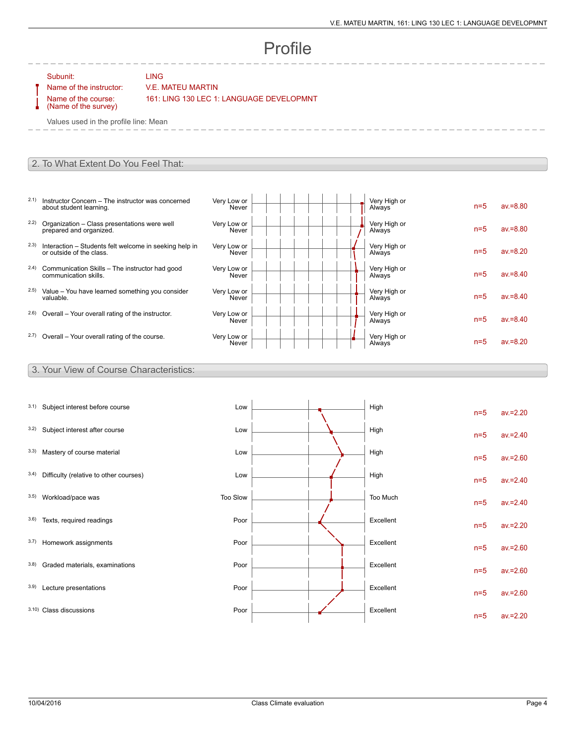# Profile

Subunit: LING
Name of the instructor: V.E. MATEU MARTIN
Name of the course: (Name of the survey) 161: LING 130 LEC 1: LANGUAGE DEVELOPMNT

Values used in the profile line: Mean

## 2. To What Extent Do You Feel That:

2.1) Instructor Concern – The instructor was concerned about student learning.
Very Low or Never — Very High or Always
n=5 av.=8.80

2.2) Organization – Class presentations were well prepared and organized.
Very Low or Never — Very High or Always
n=5 av.=8.80

2.3) Interaction – Students felt welcome in seeking help in or outside of the class.
Very Low or Never — Very High or Always
n=5 av.=8.20

2.4) Communication Skills – The instructor had good communication skills.
Very Low or Never — Very High or Always
n=5 av.=8.40

2.5) Value – You have learned something you consider valuable.
Very Low or Never — Very High or Always
n=5 av.=8.40

2.6) Overall – Your overall rating of the instructor.
Very Low or Never — Very High or Always
n=5 av.=8.40

2.7) Overall – Your overall rating of the course.
Very Low or Never — Very High or Always
n=5 av.=8.20

## 3. Your View of Course Characteristics:

3.1) Subject interest before course
Low — High
n=5 av.=2.20

3.2) Subject interest after course
Low — High
n=5 av.=2.40

3.3) Mastery of course material
Low — High
n=5 av.=2.60

3.4) Difficulty (relative to other courses)
Low — High
n=5 av.=2.40

3.5) Workload/pace was
Too Slow — Too Much
n=5 av.=2.40

3.6) Texts, required readings
Poor — Excellent
n=5 av.=2.20

3.7) Homework assignments
Poor — Excellent
n=5 av.=2.60

3.8) Graded materials, examinations
Poor — Excellent
n=5 av.=2.60

3.9) Lecture presentations
Poor — Excellent
n=5 av.=2.60

3.10) Class discussions
Poor — Excellent
n=5 av.=2.20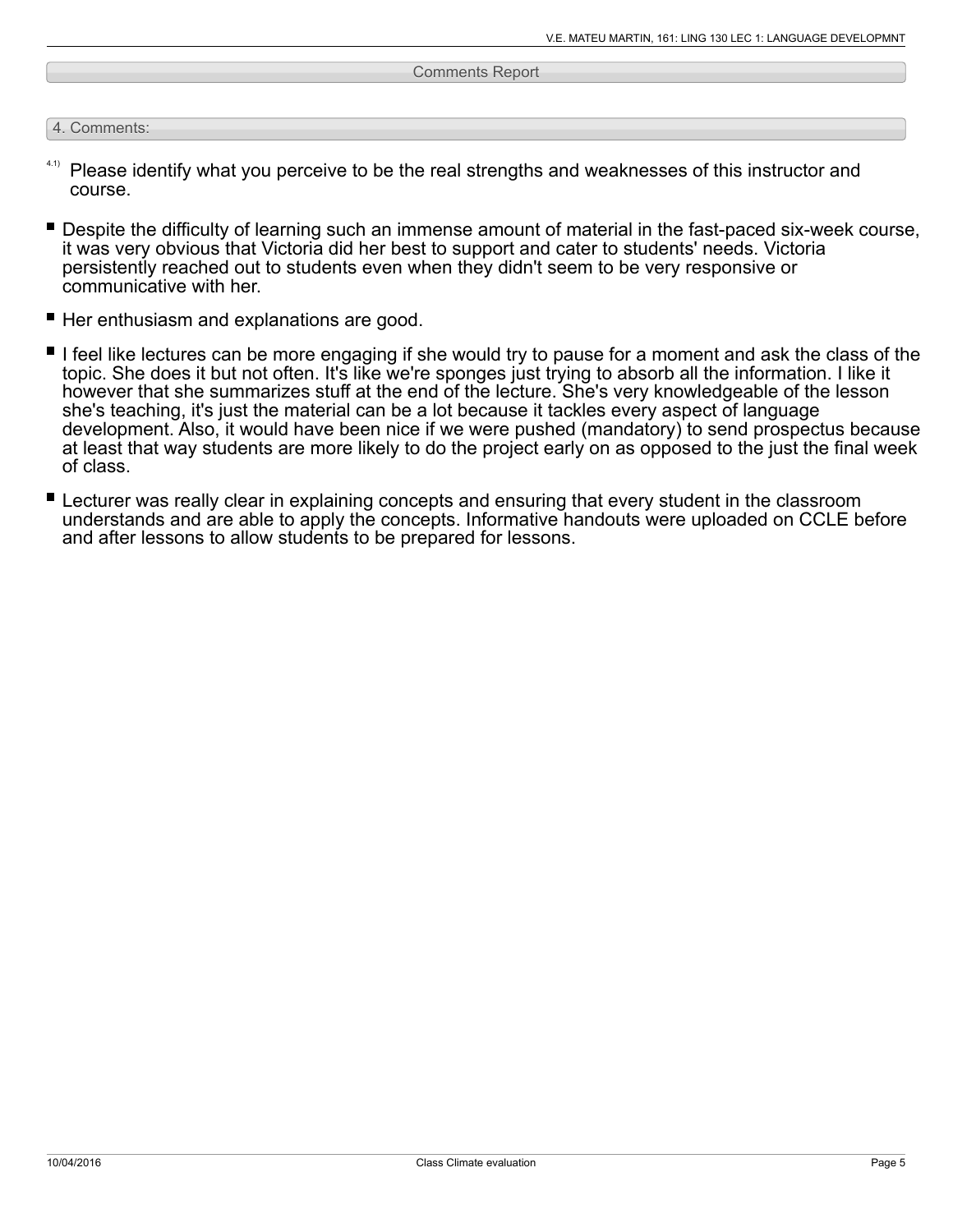## Comments Report

### 4. Comments:

4.1) Please identify what you perceive to be the real strengths and weaknesses of this instructor and course.

- Despite the difficulty of learning such an immense amount of material in the fast-paced six-week course, it was very obvious that Victoria did her best to support and cater to students' needs. Victoria persistently reached out to students even when they didn't seem to be very responsive or communicative with her.
- Her enthusiasm and explanations are good.
- I feel like lectures can be more engaging if she would try to pause for a moment and ask the class of the topic. She does it but not often. It's like we're sponges just trying to absorb all the information. I like it however that she summarizes stuff at the end of the lecture. She's very knowledgeable of the lesson she's teaching, it's just the material can be a lot because it tackles every aspect of language development. Also, it would have been nice if we were pushed (mandatory) to send prospectus because at least that way students are more likely to do the project early on as opposed to the just the final week of class.
- Lecturer was really clear in explaining concepts and ensuring that every student in the classroom understands and are able to apply the concepts. Informative handouts were uploaded on CCLE before and after lessons to allow students to be prepared for lessons.